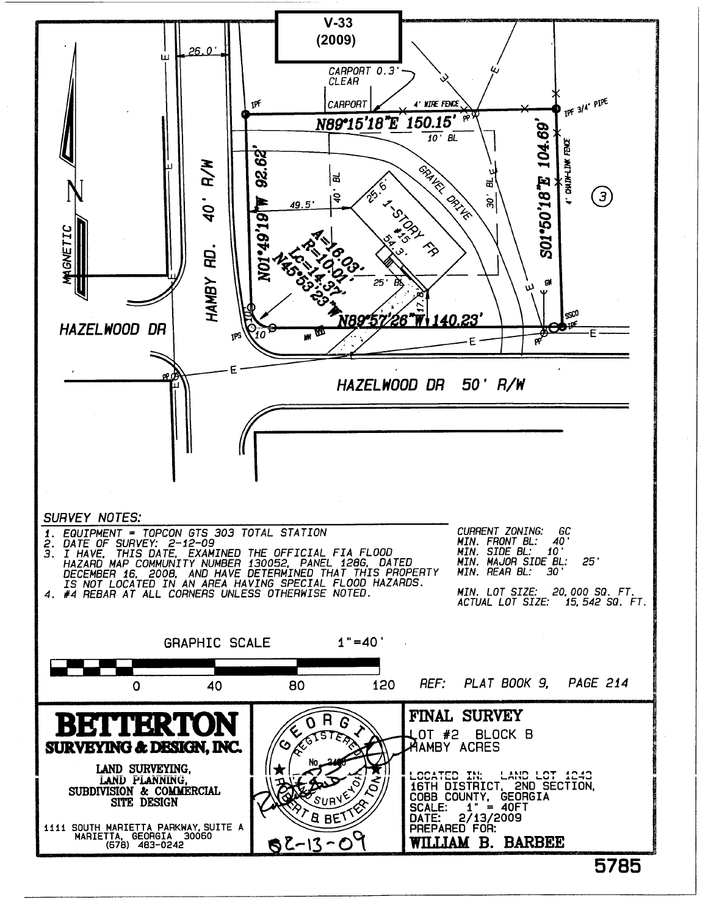**V-33**
**(2009)**

26.0'

CARPORT 0.3' CLEAR

CARPORT

4' WIRE FENCE

IPF

IPF 3/4" PIPE

N89°15'18"E 150.15'

10' BL

N01°49'19"W 92.62'

S01°50'18"E 104.69'

4' CHAIN-LINK FENCE

(3)

HAMBY RD. 40' R/W

MAGNETIC

N

49.5'

40' BL

30' BL

25.6'

1-STORY FR #15

54.3'

GRAVEL DRIVE

A=16.03'
R=10.01'
LC=14.37'
N45°53'23"W

25' BL

17.8'

N89°57'26"W 140.23'

HAZELWOOD DR

IPS

10

SSCO

IPF

GW

PP

HAZELWOOD DR 50' R/W

SURVEY NOTES:

1. EQUIPMENT = TOPCON GTS 303 TOTAL STATION
2. DATE OF SURVEY: 2-12-09
3. I HAVE, THIS DATE, EXAMINED THE OFFICIAL FIA FLOOD HAZARD MAP COMMUNITY NUMBER 130052, PANEL 128G, DATED DECEMBER 16, 2008, AND HAVE DETERMINED THAT THIS PROPERTY IS NOT LOCATED IN AN AREA HAVING SPECIAL FLOOD HAZARDS.
4. #4 REBAR AT ALL CORNERS UNLESS OTHERWISE NOTED.

CURRENT ZONING: GC
MIN. FRONT BL: 40'
MIN. SIDE BL: 10'
MIN. MAJOR SIDE BL: 25'
MIN. REAR BL: 30'

MIN. LOT SIZE: 20,000 SQ. FT.
ACTUAL LOT SIZE: 15,542 SQ. FT.

GRAPHIC SCALE 1"=40'

0 40 80 120

REF: PLAT BOOK 9, PAGE 214

**BETTERTON**
**SURVEYING & DESIGN, INC.**

LAND SURVEYING,
LAND PLANNING,
SUBDIVISION & COMMERCIAL SITE DESIGN

1111 SOUTH MARIETTA PARKWAY, SUITE A
MARIETTA, GEORGIA 30060
(678) 483-0242

GEORGIA REGISTERED No. 2486 LAND SURVEYOR ROBERT B. BETTERTON

02-13-09

**FINAL SURVEY**

LOT #2 BLOCK B
HAMBY ACRES

LOCATED IN: LAND LOT 1243
16TH DISTRICT, 2ND SECTION,
COBB COUNTY, GEORGIA
SCALE: 1" = 40FT
DATE: 2/13/2009
PREPARED FOR:
**WILLIAM B. BARBEE**

5785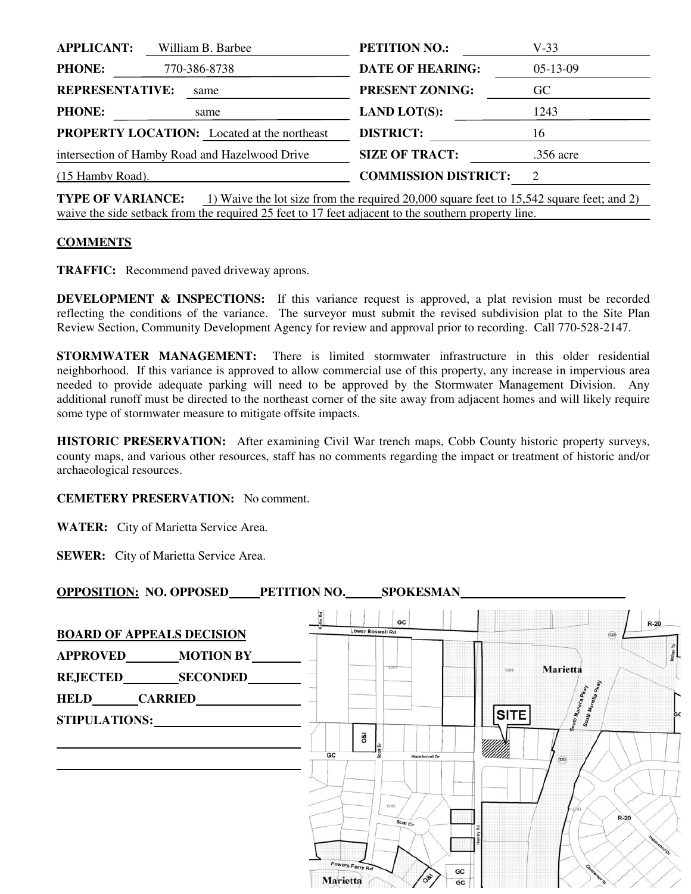| | | | |
|---|---|---|---|
| **APPLICANT:** | William B. Barbee | **PETITION NO.:** | V-33 |
| **PHONE:** | 770-386-8738 | **DATE OF HEARING:** | 05-13-09 |
| **REPRESENTATIVE:** | same | **PRESENT ZONING:** | GC |
| **PHONE:** | same | **LAND LOT(S):** | 1243 |
| **PROPERTY LOCATION:** | Located at the northeast intersection of Hamby Road and Hazelwood Drive (15 Hamby Road). | **DISTRICT:** | 16 |
| | | **SIZE OF TRACT:** | .356 acre |
| | | **COMMISSION DISTRICT:** | 2 |

**TYPE OF VARIANCE:** 1) Waive the lot size from the required 20,000 square feet to 15,542 square feet; and 2) waive the side setback from the required 25 feet to 17 feet adjacent to the southern property line.

## COMMENTS

**TRAFFIC:** Recommend paved driveway aprons.

**DEVELOPMENT & INSPECTIONS:** If this variance request is approved, a plat revision must be recorded reflecting the conditions of the variance. The surveyor must submit the revised subdivision plat to the Site Plan Review Section, Community Development Agency for review and approval prior to recording. Call 770-528-2147.

**STORMWATER MANAGEMENT:** There is limited stormwater infrastructure in this older residential neighborhood. If this variance is approved to allow commercial use of this property, any increase in impervious area needed to provide adequate parking will need to be approved by the Stormwater Management Division. Any additional runoff must be directed to the northeast corner of the site away from adjacent homes and will likely require some type of stormwater measure to mitigate offsite impacts.

**HISTORIC PRESERVATION:** After examining Civil War trench maps, Cobb County historic property surveys, county maps, and various other resources, staff has no comments regarding the impact or treatment of historic and/or archaeological resources.

**CEMETERY PRESERVATION:** No comment.

**WATER:** City of Marietta Service Area.

**SEWER:** City of Marietta Service Area.

**OPPOSITION: NO. OPPOSED\_\_\_\_\_ PETITION NO.\_\_\_\_\_ SPOKESMAN\_\_\_\_\_\_\_\_\_\_\_\_\_\_\_\_\_\_\_\_\_\_\_\_**

**BOARD OF APPEALS DECISION**

**APPROVED**\_\_\_\_\_\_\_\_ **MOTION BY**\_\_\_\_\_\_\_

**REJECTED**\_\_\_\_\_\_\_\_ **SECONDED**\_\_\_\_\_\_\_\_

**HELD**\_\_\_\_\_\_\_ **CARRIED**\_\_\_\_\_\_\_\_\_\_\_\_\_\_

**STIPULATIONS:**\_\_\_\_\_\_\_\_\_\_\_\_\_\_\_\_\_\_\_\_\_\_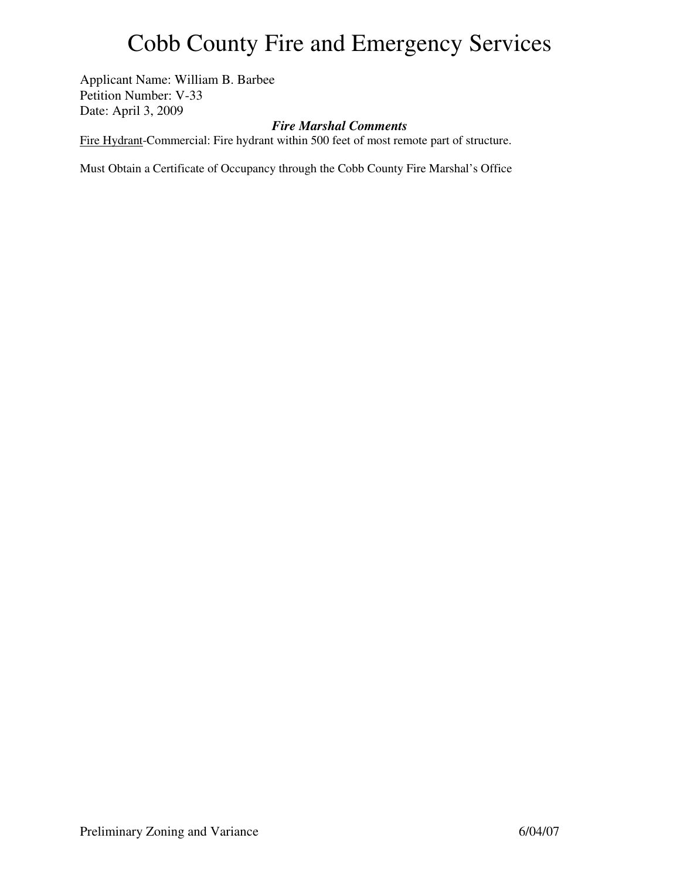# Cobb County Fire and Emergency Services

Applicant Name: William B. Barbee
Petition Number: V-33
Date: April 3, 2009

***Fire Marshal Comments***

<u>Fire Hydrant</u>-Commercial: Fire hydrant within 500 feet of most remote part of structure.

Must Obtain a Certificate of Occupancy through the Cobb County Fire Marshal's Office

Preliminary Zoning and Variance 6/04/07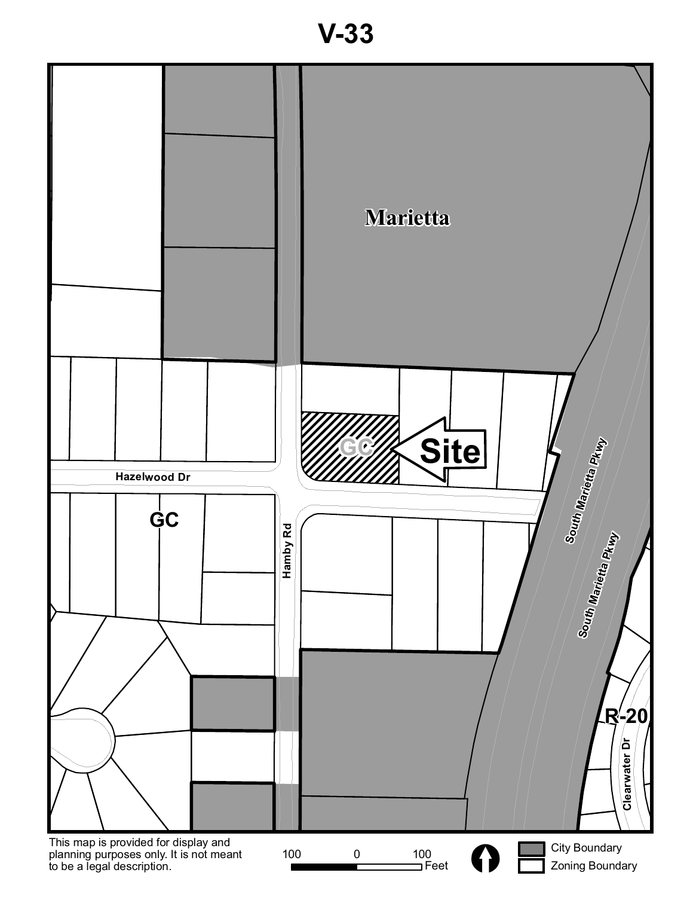# V-33

Marietta

Site

GC

GC

Hazelwood Dr

Hamby Rd

South Marietta Pkwy

South Marietta Pkwy

R-20

Clearwater Dr

This map is provided for display and planning purposes only. It is not meant to be a legal description.

100 0 100 Feet

City Boundary

Zoning Boundary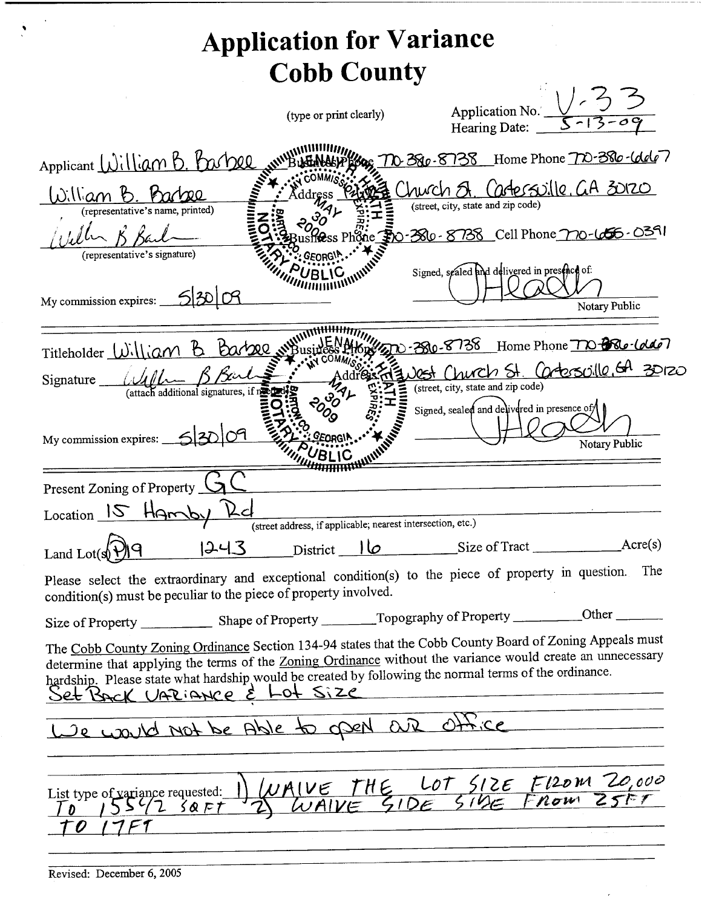# Application for Variance
# Cobb County

(type or print clearly)

Application No. V-33
Hearing Date: 5-13-09

Applicant William B. Barbee Business Phone 770-386-8738 Home Phone 770-386-6667

William B. Barbee Address [illegible] Church St. Cartersville, GA 30120
(representative's name, printed) (street, city, state and zip code)

[signature] Business Phone 770-386-8738 Cell Phone 770-655-0391
(representative's signature)

Signed, sealed and delivered in presence of:

[signature]
Notary Public

My commission expires: 5/30/09

[Notary seal: JENAH R. HEATH, MY COMMISSION EXPIRES MAY 30, 2009, BARTOW CO., GEORGIA, NOTARY PUBLIC]

---

Titleholder William B. Barbee Business Phone 770-386-8738 Home Phone 770-386-6667

Signature [signature] Address West Church St. Cartersville, GA 30120
(attach additional signatures, if needed) (street, city, state and zip code)

Signed, sealed and delivered in presence of:

[signature]
Notary Public

My commission expires: 5/30/09

[Notary seal: JENAH R. HEATH, MY COMMISSION EXPIRES MAY 30, 2009, BARTOW CO., GEORGIA, NOTARY PUBLIC]

---

Present Zoning of Property GC

Location 15 Hamby Rd
(street address, if applicable; nearest intersection, etc.)

Land Lot(s) 1219 1243 District 16 Size of Tract ________ Acre(s)

Please select the extraordinary and exceptional condition(s) to the piece of property in question. The condition(s) must be peculiar to the piece of property involved.

Size of Property ________ Shape of Property ________ Topography of Property ________ Other ________

The Cobb County Zoning Ordinance Section 134-94 states that the Cobb County Board of Zoning Appeals must determine that applying the terms of the Zoning Ordinance without the variance would create an unnecessary hardship. Please state what hardship would be created by following the normal terms of the ordinance.

Set Back Variance & Lot Size

We would not be Able to open our Office

List type of variance requested: 1) WAIVE THE LOT SIZE FROM 20,000 TO 15542 SQFT 2) WAIVE SIDE SIDE FROM 25FT TO 17FT

Revised: December 6, 2005